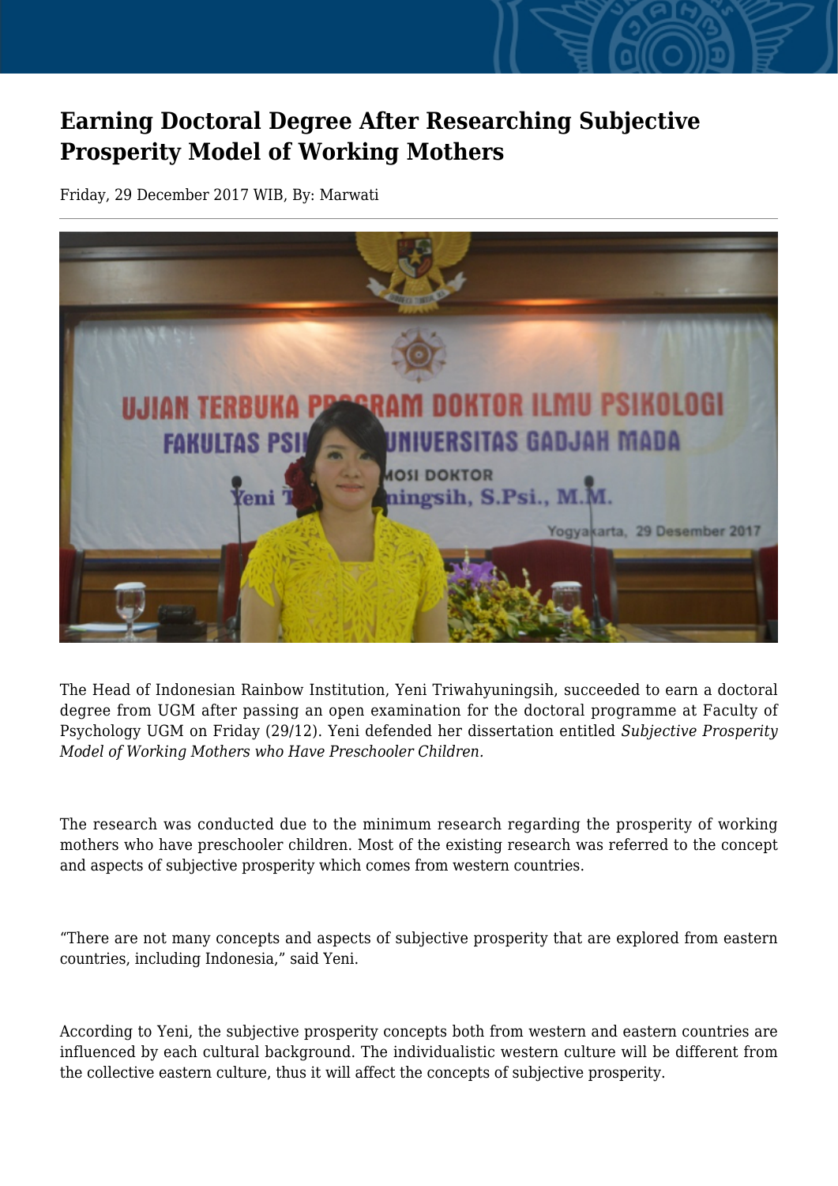# Earning Doctoral Degree After Researching Subjective Prosperity Model of Working Mothers

Friday, 29 December 2017 WIB, By: Marwati

The Head of Indonesian Rainbow Institution, Yeni Triwahyuningsih, succeeded to earn a doctoral degree from UGM after passing an open examination for the doctoral programme at Faculty of Psychology UGM on Friday (29/12). Yeni defended her dissertation entitled *Subjective Prosperity Model of Working Mothers who Have Preschooler Children.*

The research was conducted due to the minimum research regarding the prosperity of working mothers who have preschooler children. Most of the existing research was referred to the concept and aspects of subjective prosperity which comes from western countries.

"There are not many concepts and aspects of subjective prosperity that are explored from eastern countries, including Indonesia," said Yeni.

According to Yeni, the subjective prosperity concepts both from western and eastern countries are influenced by each cultural background. The individualistic western culture will be different from the collective eastern culture, thus it will affect the concepts of subjective prosperity.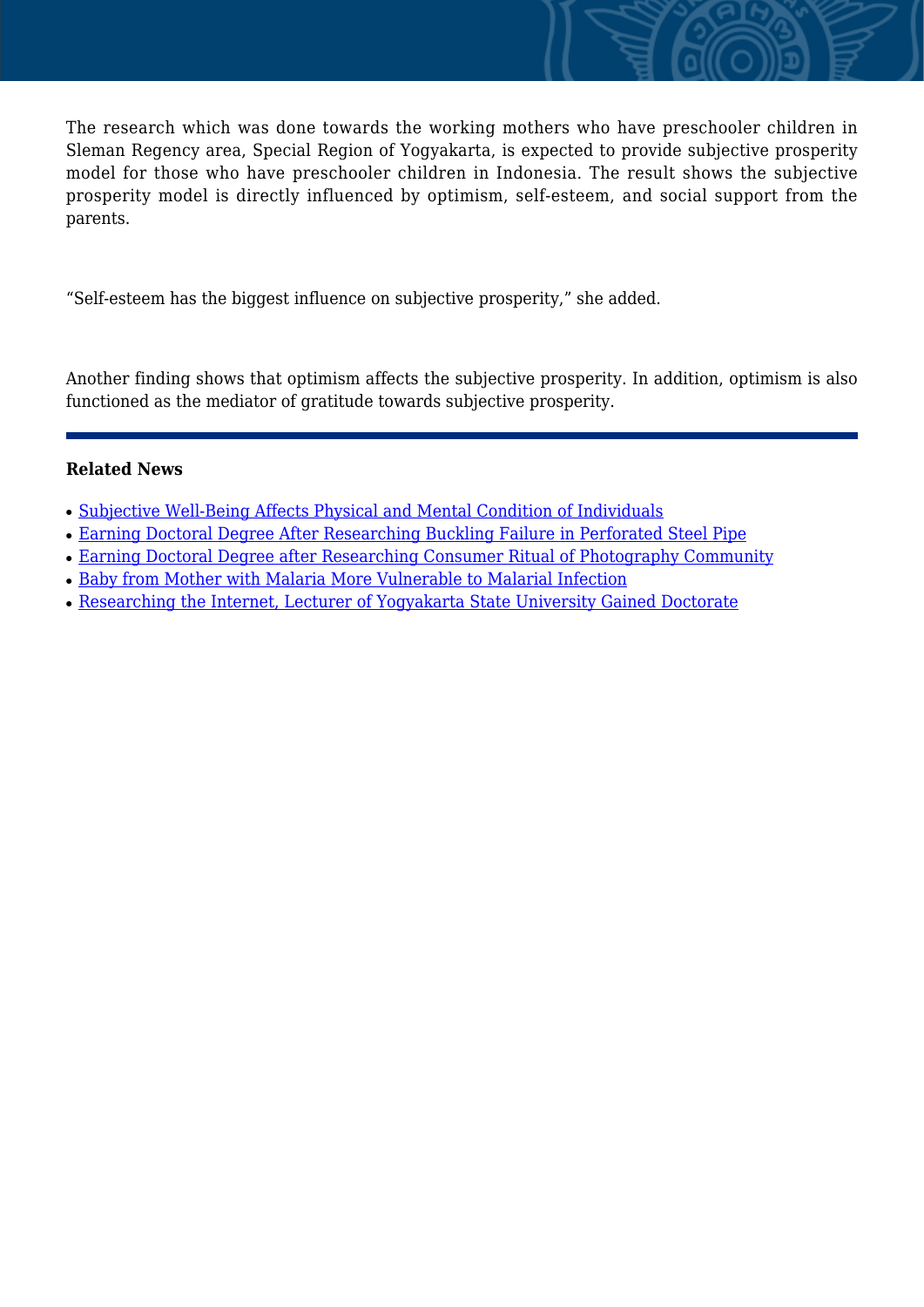The research which was done towards the working mothers who have preschooler children in Sleman Regency area, Special Region of Yogyakarta, is expected to provide subjective prosperity model for those who have preschooler children in Indonesia. The result shows the subjective prosperity model is directly influenced by optimism, self-esteem, and social support from the parents.

"Self-esteem has the biggest influence on subjective prosperity," she added.

Another finding shows that optimism affects the subjective prosperity. In addition, optimism is also functioned as the mediator of gratitude towards subjective prosperity.

---

**Related News**

- Subjective Well-Being Affects Physical and Mental Condition of Individuals
- Earning Doctoral Degree After Researching Buckling Failure in Perforated Steel Pipe
- Earning Doctoral Degree after Researching Consumer Ritual of Photography Community
- Baby from Mother with Malaria More Vulnerable to Malarial Infection
- Researching the Internet, Lecturer of Yogyakarta State University Gained Doctorate